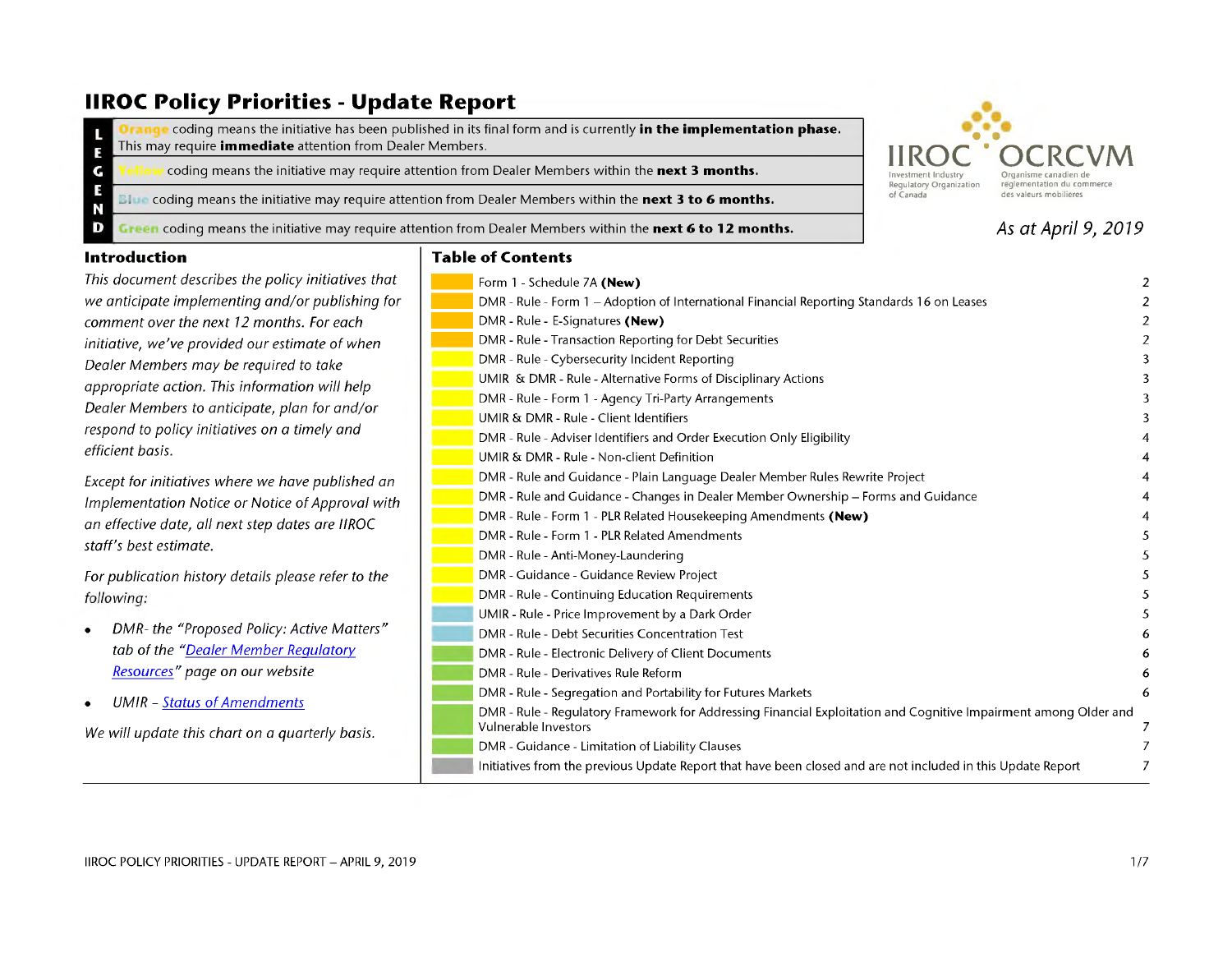# IIROC Policy Priorities - Update Report

| LEGEND | |
|---|---|
| | Orange coding means the initiative has been published in its final form and is currently **in the implementation phase.** This may require **immediate** attention from Dealer Members. |
| | Yellow coding means the initiative may require attention from Dealer Members within the **next 3 months.** |
| | Blue coding means the initiative may require attention from Dealer Members within the **next 3 to 6 months.** |
| | Green coding means the initiative may require attention from Dealer Members within the **next 6 to 12 months.** |

IIROC OCRCVM
Investment Industry Regulatory Organization of Canada
Organisme canadien de réglementation du commerce des valeurs mobilières

*As at April 9, 2019*

## Introduction

*This document describes the policy initiatives that we anticipate implementing and/or publishing for comment over the next 12 months. For each initiative, we've provided our estimate of when Dealer Members may be required to take appropriate action. This information will help Dealer Members to anticipate, plan for and/or respond to policy initiatives on a timely and efficient basis.*

*Except for initiatives where we have published an Implementation Notice or Notice of Approval with an effective date, all next step dates are IIROC staff's best estimate.*

*For publication history details please refer to the following:*

- *DMR- the "Proposed Policy: Active Matters" tab of the "Dealer Member Regulatory Resources" page on our website*
- *UMIR – Status of Amendments*

*We will update this chart on a quarterly basis.*

## Table of Contents

| Colour | Initiative | Page |
|---|---|---|
| Orange | Form 1 - Schedule 7A **(New)** | 2 |
| Orange | DMR - Rule - Form 1 – Adoption of International Financial Reporting Standards 16 on Leases | 2 |
| Orange | DMR - Rule - E-Signatures **(New)** | 2 |
| Orange | DMR - Rule - Transaction Reporting for Debt Securities | 2 |
| Yellow | DMR - Rule - Cybersecurity Incident Reporting | 3 |
| Yellow | UMIR & DMR - Rule - Alternative Forms of Disciplinary Actions | 3 |
| Yellow | DMR - Rule - Form 1 - Agency Tri-Party Arrangements | 3 |
| Yellow | UMIR & DMR - Rule - Client Identifiers | 3 |
| Yellow | DMR - Rule - Adviser Identifiers and Order Execution Only Eligibility | 4 |
| Yellow | UMIR & DMR - Rule - Non-client Definition | 4 |
| Yellow | DMR - Rule and Guidance - Plain Language Dealer Member Rules Rewrite Project | 4 |
| Yellow | DMR - Rule and Guidance - Changes in Dealer Member Ownership – Forms and Guidance | 4 |
| Yellow | DMR - Rule - Form 1 - PLR Related Housekeeping Amendments **(New)** | 4 |
| Yellow | DMR - Rule - Form 1 - PLR Related Amendments | 5 |
| Yellow | DMR - Rule - Anti-Money-Laundering | 5 |
| Yellow | DMR - Guidance - Guidance Review Project | 5 |
| Yellow | DMR - Rule - Continuing Education Requirements | 5 |
| Blue | UMIR - Rule - Price Improvement by a Dark Order | 5 |
| Blue | DMR - Rule - Debt Securities Concentration Test | 6 |
| Green | DMR - Rule - Electronic Delivery of Client Documents | 6 |
| Green | DMR - Rule - Derivatives Rule Reform | 6 |
| Green | DMR - Rule - Segregation and Portability for Futures Markets | 6 |
| Green | DMR - Rule - Regulatory Framework for Addressing Financial Exploitation and Cognitive Impairment among Older and Vulnerable Investors | 7 |
| Green | DMR - Guidance - Limitation of Liability Clauses | 7 |
| Grey | Initiatives from the previous Update Report that have been closed and are not included in this Update Report | 7 |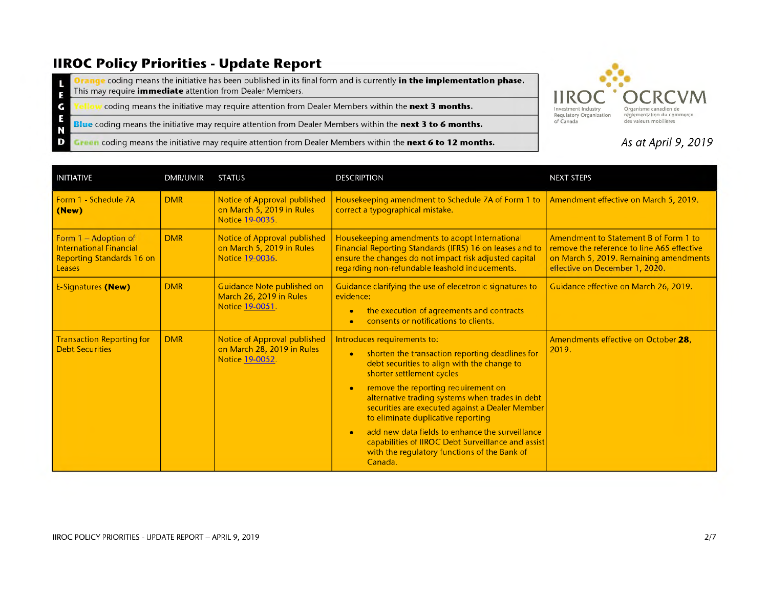# IIROC Policy Priorities - Update Report

| L E G E N D | |
|---|---|
| | Orange coding means the initiative has been published in its final form and is currently **in the implementation phase.** This may require **immediate** attention from Dealer Members. |
| | Yellow coding means the initiative may require attention from Dealer Members within the **next 3 months.** |
| | **Blue** coding means the initiative may require attention from Dealer Members within the **next 3 to 6 months.** |
| | Green coding means the initiative may require attention from Dealer Members within the **next 6 to 12 months.** |

IIROC — Investment Industry Regulatory Organization of Canada
OCRCVM — Organisme canadien de réglementation du commerce des valeurs mobilières

*As at April 9, 2019*

| INITIATIVE | DMR/UMIR | STATUS | DESCRIPTION | NEXT STEPS |
|---|---|---|---|---|
| Form 1 - Schedule 7A **(New)** | DMR | Notice of Approval published on March 5, 2019 in Rules Notice 19-0035. | Housekeeping amendment to Schedule 7A of Form 1 to correct a typographical mistake. | Amendment effective on March 5, 2019. |
| Form 1 – Adoption of International Financial Reporting Standards 16 on Leases | DMR | Notice of Approval published on March 5, 2019 in Rules Notice 19-0036. | Housekeeping amendments to adopt International Financial Reporting Standards (IFRS) 16 on leases and to ensure the changes do not impact risk adjusted capital regarding non-refundable leashold inducements. | Amendment to Statement B of Form 1 to remove the reference to line A65 effective on March 5, 2019. Remaining amendments effective on December 1, 2020. |
| E-Signatures **(New)** | DMR | Guidance Note published on March 26, 2019 in Rules Notice 19-0051. | Guidance clarifying the use of elecetronic signatures to evidence:<br>• the execution of agreements and contracts<br>• consents or notifications to clients. | Guidance effective on March 26, 2019. |
| Transaction Reporting for Debt Securities | DMR | Notice of Approval published on March 28, 2019 in Rules Notice 19-0052. | Introduces requirements to:<br>• shorten the transaction reporting deadlines for debt securities to align with the change to shorter settlement cycles<br>• remove the reporting requirement on alternative trading systems when trades in debt securities are executed against a Dealer Member to eliminate duplicative reporting<br>• add new data fields to enhance the surveillance capabilities of IIROC Debt Surveillance and assist with the regulatory functions of the Bank of Canada. | Amendments effective on October **28**, 2019. |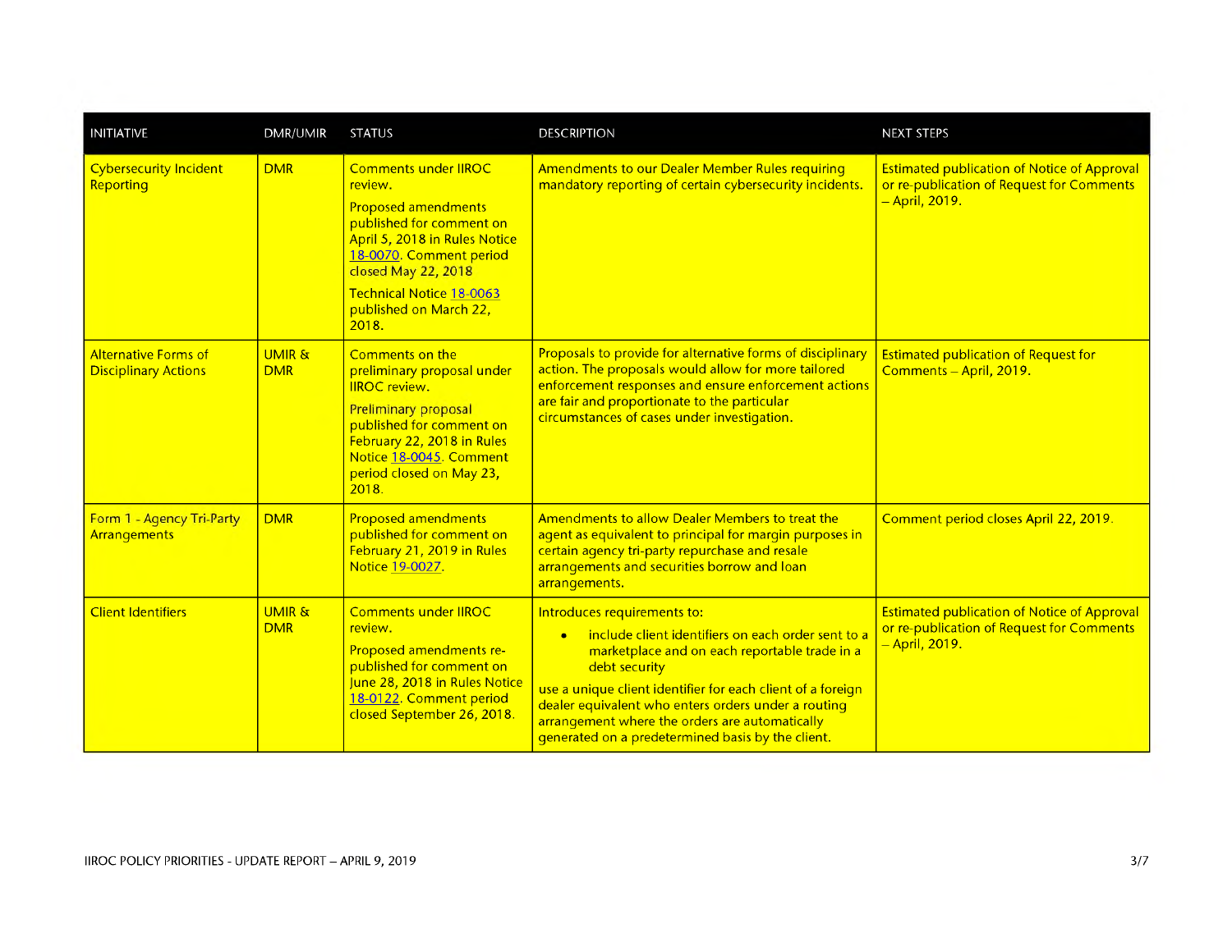| INITIATIVE | DMR/UMIR | STATUS | DESCRIPTION | NEXT STEPS |
|---|---|---|---|---|
| Cybersecurity Incident Reporting | DMR | Comments under IIROC review.<br><br>Proposed amendments published for comment on April 5, 2018 in Rules Notice 18-0070. Comment period closed May 22, 2018<br><br>Technical Notice 18-0063 published on March 22, 2018. | Amendments to our Dealer Member Rules requiring mandatory reporting of certain cybersecurity incidents. | Estimated publication of Notice of Approval or re-publication of Request for Comments – April, 2019. |
| Alternative Forms of Disciplinary Actions | UMIR & DMR | Comments on the preliminary proposal under IIROC review.<br><br>Preliminary proposal published for comment on February 22, 2018 in Rules Notice 18-0045. Comment period closed on May 23, 2018. | Proposals to provide for alternative forms of disciplinary action. The proposals would allow for more tailored enforcement responses and ensure enforcement actions are fair and proportionate to the particular circumstances of cases under investigation. | Estimated publication of Request for Comments – April, 2019. |
| Form 1 - Agency Tri-Party Arrangements | DMR | Proposed amendments published for comment on February 21, 2019 in Rules Notice 19-0027. | Amendments to allow Dealer Members to treat the agent as equivalent to principal for margin purposes in certain agency tri-party repurchase and resale arrangements and securities borrow and loan arrangements. | Comment period closes April 22, 2019. |
| Client Identifiers | UMIR & DMR | Comments under IIROC review.<br><br>Proposed amendments re-published for comment on June 28, 2018 in Rules Notice 18-0122. Comment period closed September 26, 2018. | Introduces requirements to:<br>• include client identifiers on each order sent to a marketplace and on each reportable trade in a debt security<br><br>use a unique client identifier for each client of a foreign dealer equivalent who enters orders under a routing arrangement where the orders are automatically generated on a predetermined basis by the client. | Estimated publication of Notice of Approval or re-publication of Request for Comments – April, 2019. |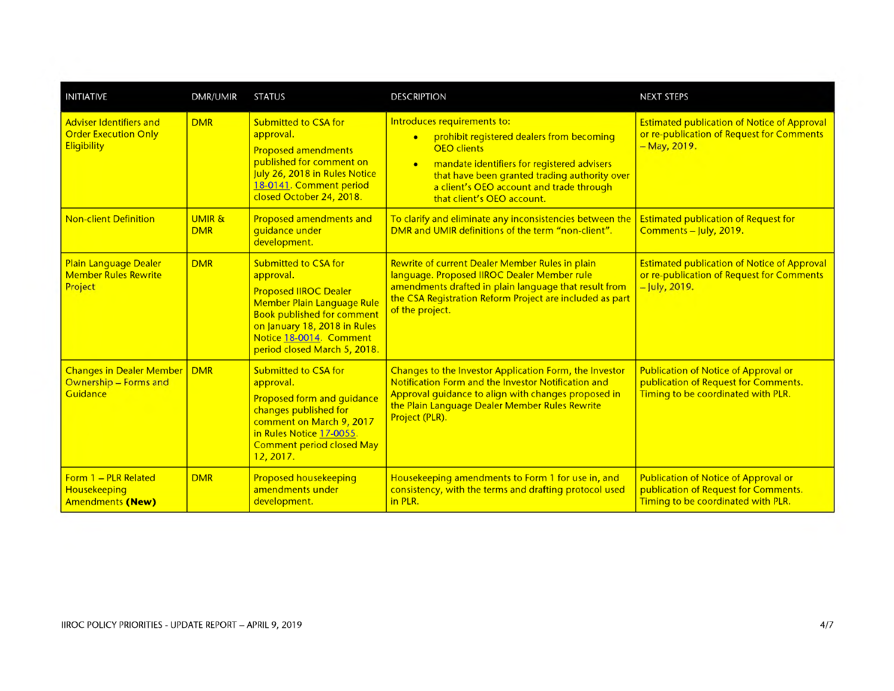| INITIATIVE | DMR/UMIR | STATUS | DESCRIPTION | NEXT STEPS |
|---|---|---|---|---|
| Adviser Identifiers and Order Execution Only Eligibility | DMR | Submitted to CSA for approval.<br><br>Proposed amendments published for comment on July 26, 2018 in Rules Notice 18-0141. Comment period closed October 24, 2018. | Introduces requirements to:<br>• prohibit registered dealers from becoming OEO clients<br>• mandate identifiers for registered advisers that have been granted trading authority over a client's OEO account and trade through that client's OEO account. | Estimated publication of Notice of Approval or re-publication of Request for Comments – May, 2019. |
| Non-client Definition | UMIR & DMR | Proposed amendments and guidance under development. | To clarify and eliminate any inconsistencies between the DMR and UMIR definitions of the term "non-client". | Estimated publication of Request for Comments – July, 2019. |
| Plain Language Dealer Member Rules Rewrite Project | DMR | Submitted to CSA for approval.<br><br>Proposed IIROC Dealer Member Plain Language Rule Book published for comment on January 18, 2018 in Rules Notice 18-0014. Comment period closed March 5, 2018. | Rewrite of current Dealer Member Rules in plain language. Proposed IIROC Dealer Member rule amendments drafted in plain language that result from the CSA Registration Reform Project are included as part of the project. | Estimated publication of Notice of Approval or re-publication of Request for Comments – July, 2019. |
| Changes in Dealer Member Ownership – Forms and Guidance | DMR | Submitted to CSA for approval.<br><br>Proposed form and guidance changes published for comment on March 9, 2017 in Rules Notice 17-0055. Comment period closed May 12, 2017. | Changes to the Investor Application Form, the Investor Notification Form and the Investor Notification and Approval guidance to align with changes proposed in the Plain Language Dealer Member Rules Rewrite Project (PLR). | Publication of Notice of Approval or publication of Request for Comments. Timing to be coordinated with PLR. |
| Form 1 – PLR Related Housekeeping Amendments **(New)** | DMR | Proposed housekeeping amendments under development. | Housekeeping amendments to Form 1 for use in, and consistency, with the terms and drafting protocol used in PLR. | Publication of Notice of Approval or publication of Request for Comments. Timing to be coordinated with PLR. |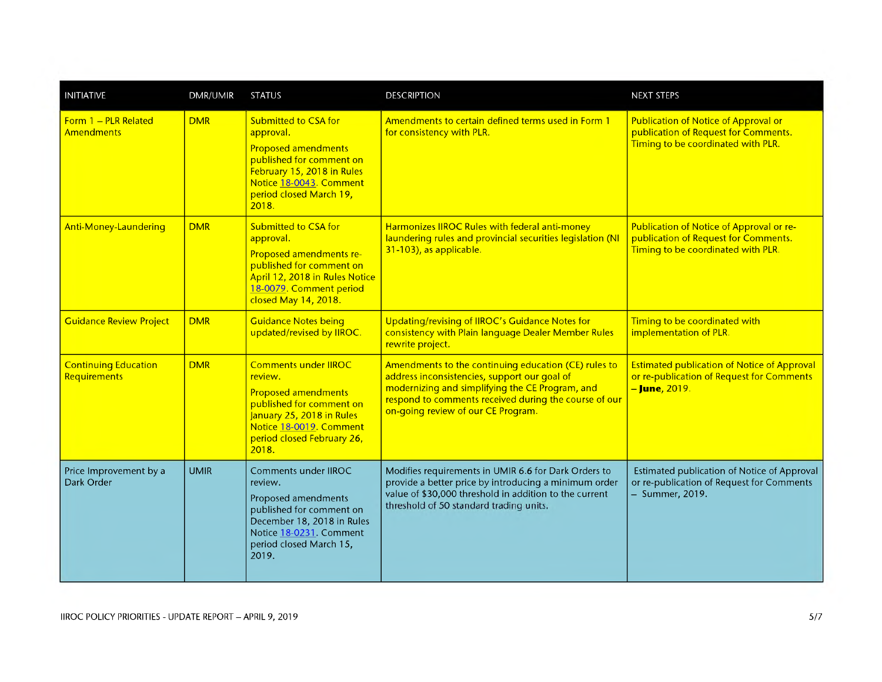| INITIATIVE | DMR/UMIR | STATUS | DESCRIPTION | NEXT STEPS |
|---|---|---|---|---|
| Form 1 – PLR Related Amendments | DMR | Submitted to CSA for approval.<br><br>Proposed amendments published for comment on February 15, 2018 in Rules Notice 18-0043. Comment period closed March 19, 2018. | Amendments to certain defined terms used in Form 1 for consistency with PLR. | Publication of Notice of Approval or publication of Request for Comments. Timing to be coordinated with PLR. |
| Anti-Money-Laundering | DMR | Submitted to CSA for approval.<br><br>Proposed amendments re-published for comment on April 12, 2018 in Rules Notice 18-0079. Comment period closed May 14, 2018. | Harmonizes IIROC Rules with federal anti-money laundering rules and provincial securities legislation (NI 31-103), as applicable. | Publication of Notice of Approval or re-publication of Request for Comments. Timing to be coordinated with PLR. |
| Guidance Review Project | DMR | Guidance Notes being updated/revised by IIROC. | Updating/revising of IIROC's Guidance Notes for consistency with Plain language Dealer Member Rules rewrite project. | Timing to be coordinated with implementation of PLR. |
| Continuing Education Requirements | DMR | Comments under IIROC review.<br><br>Proposed amendments published for comment on January 25, 2018 in Rules Notice 18-0019. Comment period closed February 26, 2018. | Amendments to the continuing education (CE) rules to address inconsistencies, support our goal of modernizing and simplifying the CE Program, and respond to comments received during the course of our on-going review of our CE Program. | Estimated publication of Notice of Approval or re-publication of Request for Comments – **June**, 2019. |
| Price Improvement by a Dark Order | UMIR | Comments under IIROC review.<br><br>Proposed amendments published for comment on December 18, 2018 in Rules Notice 18-0231. Comment period closed March 15, 2019. | Modifies requirements in UMIR 6.6 for Dark Orders to provide a better price by introducing a minimum order value of $30,000 threshold in addition to the current threshold of 50 standard trading units. | Estimated publication of Notice of Approval or re-publication of Request for Comments – Summer, 2019. |

IIROC POLICY PRIORITIES - UPDATE REPORT – APRIL 9, 2019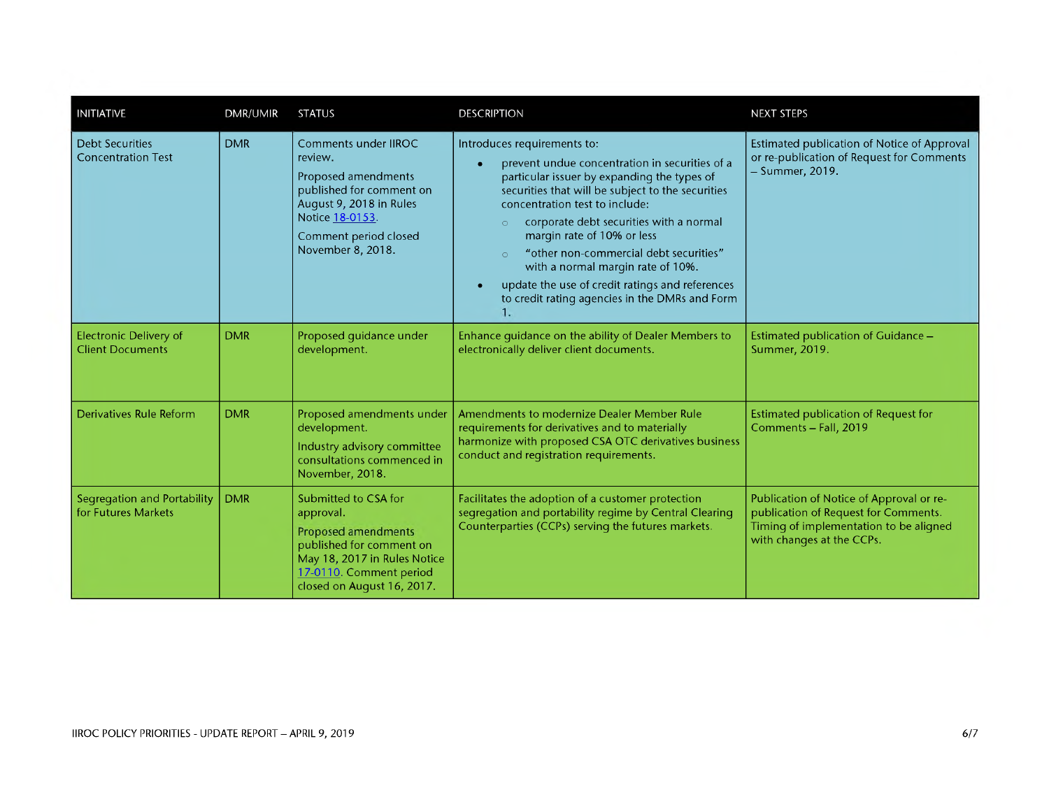| INITIATIVE | DMR/UMIR | STATUS | DESCRIPTION | NEXT STEPS |
|---|---|---|---|---|
| Debt Securities Concentration Test | DMR | Comments under IIROC review.<br><br>Proposed amendments published for comment on August 9, 2018 in Rules Notice 18-0153.<br><br>Comment period closed November 8, 2018. | Introduces requirements to:<br>• prevent undue concentration in securities of a particular issuer by expanding the types of securities that will be subject to the securities concentration test to include:<br>  ○ corporate debt securities with a normal margin rate of 10% or less<br>  ○ "other non-commercial debt securities" with a normal margin rate of 10%.<br>• update the use of credit ratings and references to credit rating agencies in the DMRs and Form 1. | Estimated publication of Notice of Approval or re-publication of Request for Comments – Summer, 2019. |
| Electronic Delivery of Client Documents | DMR | Proposed guidance under development. | Enhance guidance on the ability of Dealer Members to electronically deliver client documents. | Estimated publication of Guidance – Summer, 2019. |
| Derivatives Rule Reform | DMR | Proposed amendments under development.<br><br>Industry advisory committee consultations commenced in November, 2018. | Amendments to modernize Dealer Member Rule requirements for derivatives and to materially harmonize with proposed CSA OTC derivatives business conduct and registration requirements. | Estimated publication of Request for Comments – Fall, 2019 |
| Segregation and Portability for Futures Markets | DMR | Submitted to CSA for approval.<br><br>Proposed amendments published for comment on May 18, 2017 in Rules Notice 17-0110. Comment period closed on August 16, 2017. | Facilitates the adoption of a customer protection segregation and portability regime by Central Clearing Counterparties (CCPs) serving the futures markets. | Publication of Notice of Approval or re-publication of Request for Comments. Timing of implementation to be aligned with changes at the CCPs. |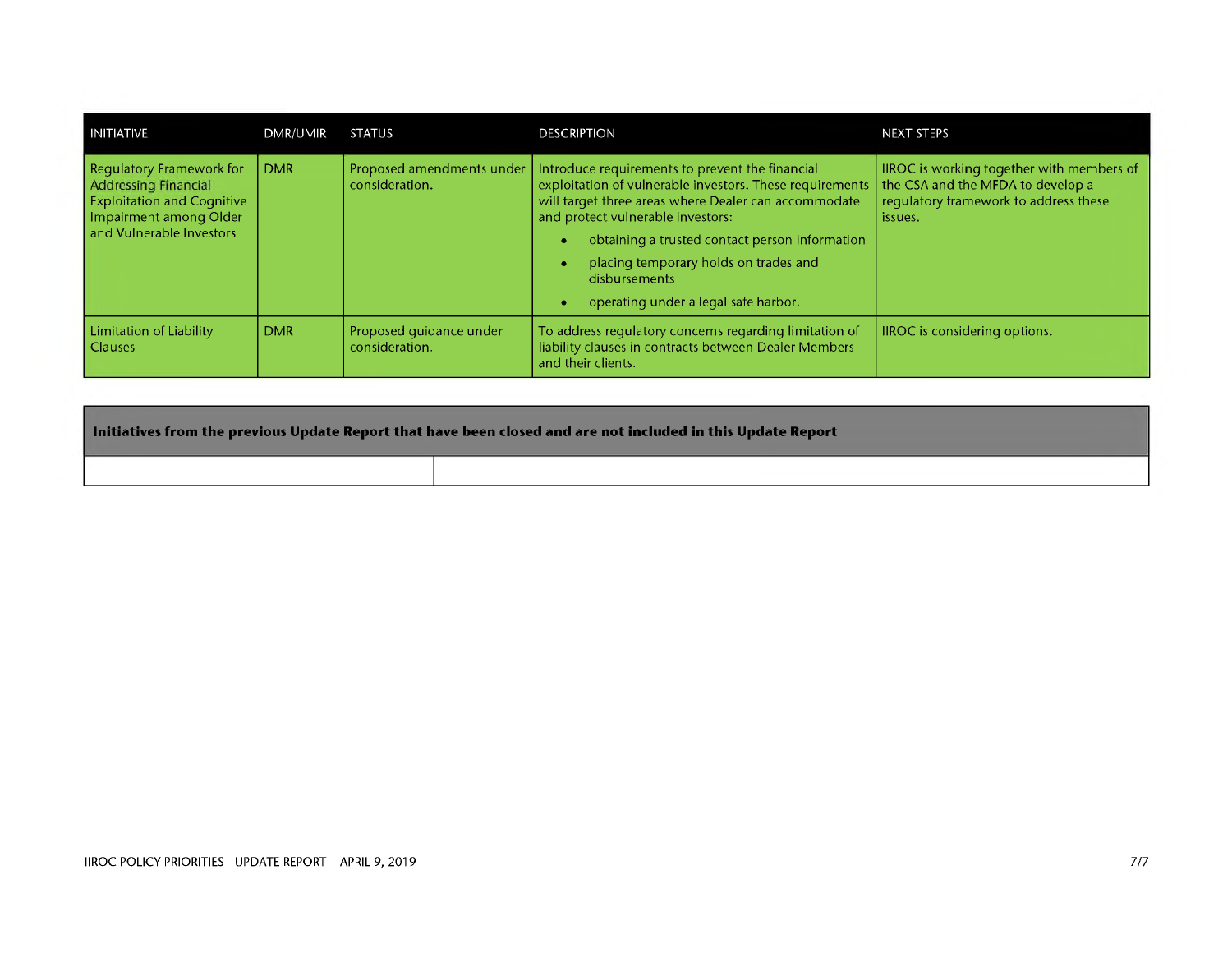| INITIATIVE | DMR/UMIR | STATUS | DESCRIPTION | NEXT STEPS |
|---|---|---|---|---|
| Regulatory Framework for Addressing Financial Exploitation and Cognitive Impairment among Older and Vulnerable Investors | DMR | Proposed amendments under consideration. | Introduce requirements to prevent the financial exploitation of vulnerable investors. These requirements will target three areas where Dealer can accommodate and protect vulnerable investors:<br>• obtaining a trusted contact person information<br>• placing temporary holds on trades and disbursements<br>• operating under a legal safe harbor. | IIROC is working together with members of the CSA and the MFDA to develop a regulatory framework to address these issues. |
| Limitation of Liability Clauses | DMR | Proposed guidance under consideration. | To address regulatory concerns regarding limitation of liability clauses in contracts between Dealer Members and their clients. | IIROC is considering options. |

| **Initiatives from the previous Update Report that have been closed and are not included in this Update Report** | |
|---|---|
| | |